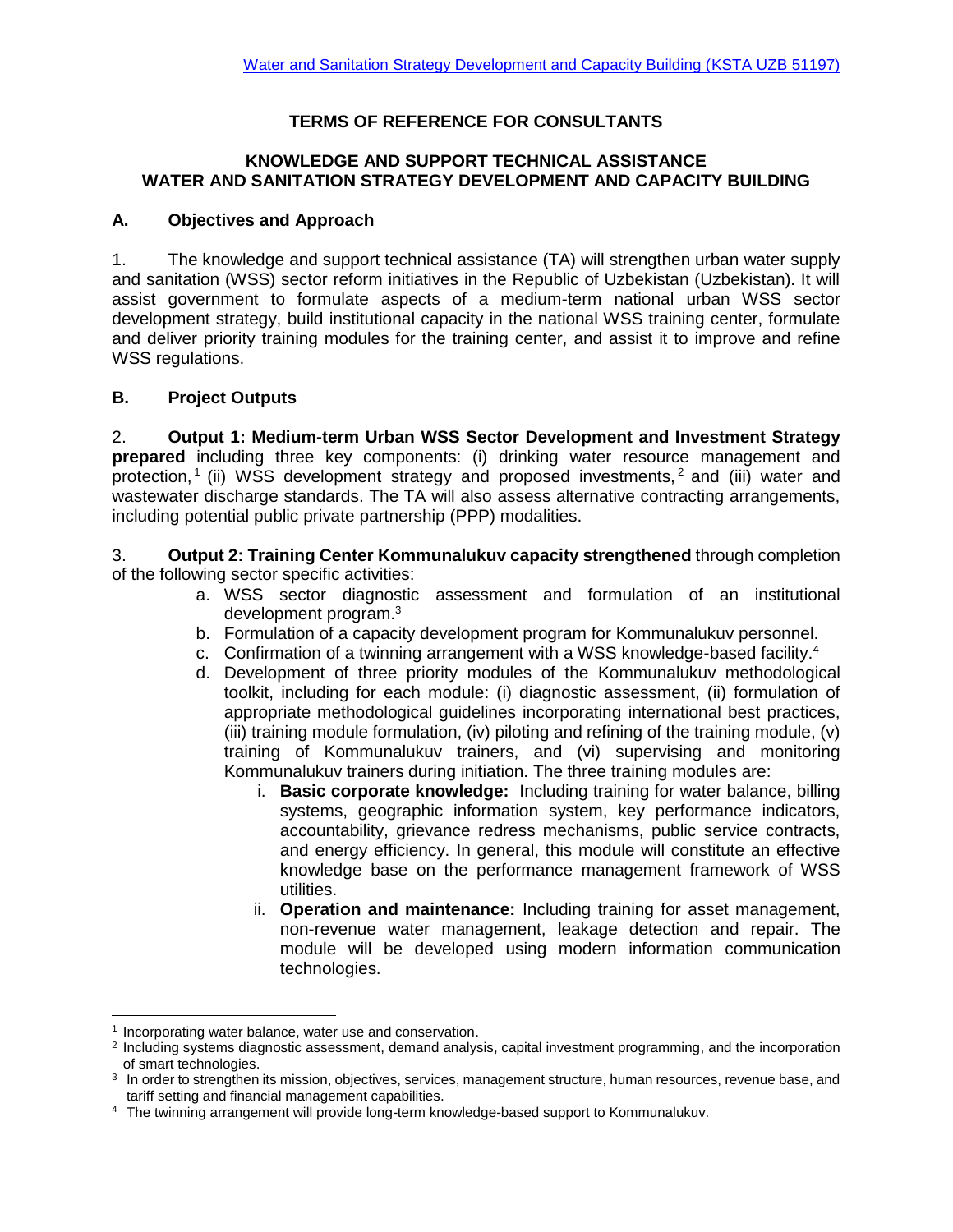Water and Sanitation Strategy Development and Capacity Building (KSTA UZB 51197)

# TERMS OF REFERENCE FOR CONSULTANTS

## KNOWLEDGE AND SUPPORT TECHNICAL ASSISTANCE
## WATER AND SANITATION STRATEGY DEVELOPMENT AND CAPACITY BUILDING

### A. Objectives and Approach

1. The knowledge and support technical assistance (TA) will strengthen urban water supply and sanitation (WSS) sector reform initiatives in the Republic of Uzbekistan (Uzbekistan). It will assist government to formulate aspects of a medium-term national urban WSS sector development strategy, build institutional capacity in the national WSS training center, formulate and deliver priority training modules for the training center, and assist it to improve and refine WSS regulations.

### B. Project Outputs

2. **Output 1: Medium-term Urban WSS Sector Development and Investment Strategy prepared** including three key components: (i) drinking water resource management and protection,[1] (ii) WSS development strategy and proposed investments,[2] and (iii) water and wastewater discharge standards. The TA will also assess alternative contracting arrangements, including potential public private partnership (PPP) modalities.

3. **Output 2: Training Center Kommunalukuv capacity strengthened** through completion of the following sector specific activities:

   a. WSS sector diagnostic assessment and formulation of an institutional development program.[3]
   b. Formulation of a capacity development program for Kommunalukuv personnel.
   c. Confirmation of a twinning arrangement with a WSS knowledge-based facility.[4]
   d. Development of three priority modules of the Kommunalukuv methodological toolkit, including for each module: (i) diagnostic assessment, (ii) formulation of appropriate methodological guidelines incorporating international best practices, (iii) training module formulation, (iv) piloting and refining of the training module, (v) training of Kommunalukuv trainers, and (vi) supervising and monitoring Kommunalukuv trainers during initiation. The three training modules are:
      i. **Basic corporate knowledge:** Including training for water balance, billing systems, geographic information system, key performance indicators, accountability, grievance redress mechanisms, public service contracts, and energy efficiency. In general, this module will constitute an effective knowledge base on the performance management framework of WSS utilities.
      ii. **Operation and maintenance:** Including training for asset management, non-revenue water management, leakage detection and repair. The module will be developed using modern information communication technologies.

---

[1] Incorporating water balance, water use and conservation.

[2] Including systems diagnostic assessment, demand analysis, capital investment programming, and the incorporation of smart technologies.

[3] In order to strengthen its mission, objectives, services, management structure, human resources, revenue base, and tariff setting and financial management capabilities.

[4] The twinning arrangement will provide long-term knowledge-based support to Kommunalukuv.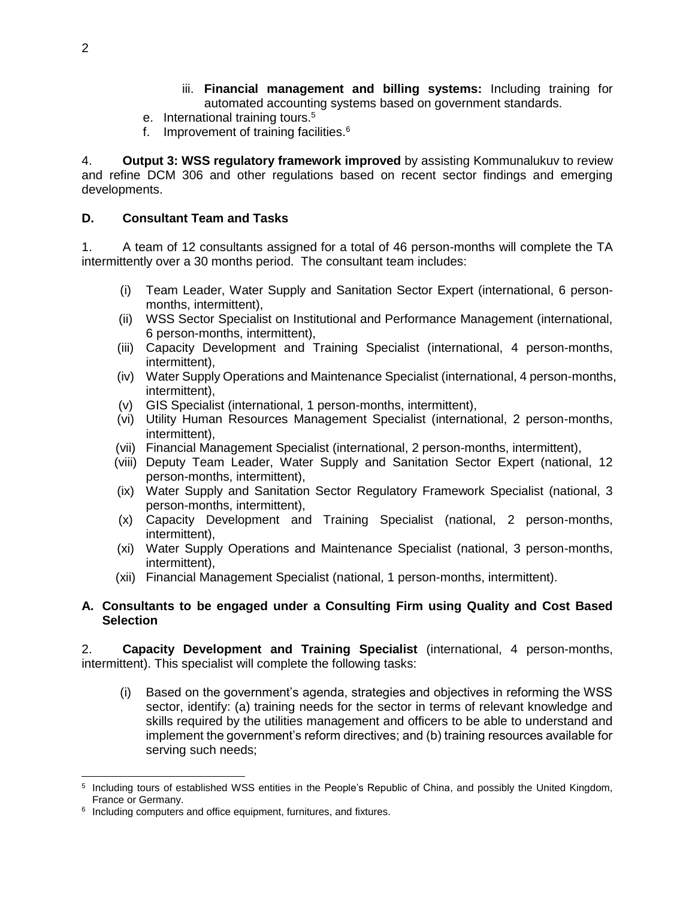iii. **Financial management and billing systems:** Including training for automated accounting systems based on government standards.

e. International training tours.[5]

f. Improvement of training facilities.[6]

4. **Output 3: WSS regulatory framework improved** by assisting Kommunalukuv to review and refine DCM 306 and other regulations based on recent sector findings and emerging developments.

## D. Consultant Team and Tasks

1. A team of 12 consultants assigned for a total of 46 person-months will complete the TA intermittently over a 30 months period. The consultant team includes:

(i) Team Leader, Water Supply and Sanitation Sector Expert (international, 6 person-months, intermittent),

(ii) WSS Sector Specialist on Institutional and Performance Management (international, 6 person-months, intermittent),

(iii) Capacity Development and Training Specialist (international, 4 person-months, intermittent),

(iv) Water Supply Operations and Maintenance Specialist (international, 4 person-months, intermittent),

(v) GIS Specialist (international, 1 person-months, intermittent),

(vi) Utility Human Resources Management Specialist (international, 2 person-months, intermittent),

(vii) Financial Management Specialist (international, 2 person-months, intermittent),

(viii) Deputy Team Leader, Water Supply and Sanitation Sector Expert (national, 12 person-months, intermittent),

(ix) Water Supply and Sanitation Sector Regulatory Framework Specialist (national, 3 person-months, intermittent),

(x) Capacity Development and Training Specialist (national, 2 person-months, intermittent),

(xi) Water Supply Operations and Maintenance Specialist (national, 3 person-months, intermittent),

(xii) Financial Management Specialist (national, 1 person-months, intermittent).

## A. Consultants to be engaged under a Consulting Firm using Quality and Cost Based Selection

2. **Capacity Development and Training Specialist** (international, 4 person-months, intermittent). This specialist will complete the following tasks:

(i) Based on the government's agenda, strategies and objectives in reforming the WSS sector, identify: (a) training needs for the sector in terms of relevant knowledge and skills required by the utilities management and officers to be able to understand and implement the government's reform directives; and (b) training resources available for serving such needs;

---

[5] Including tours of established WSS entities in the People's Republic of China, and possibly the United Kingdom, France or Germany.

[6] Including computers and office equipment, furnitures, and fixtures.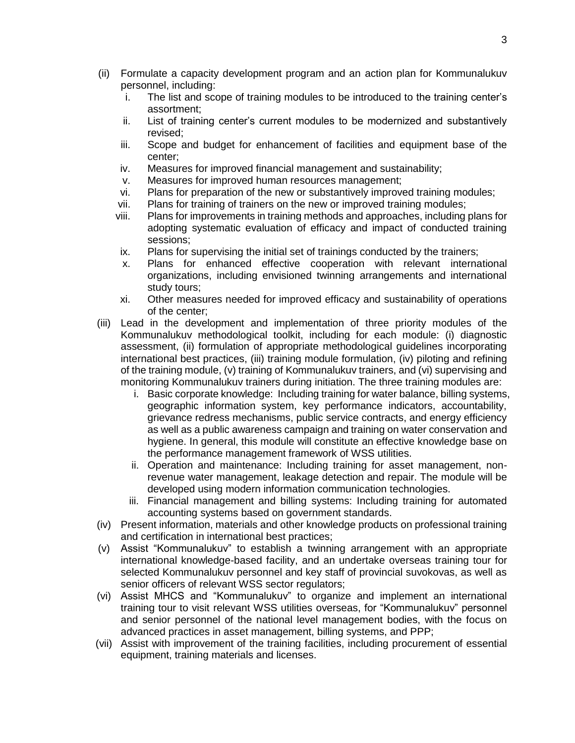(ii) Formulate a capacity development program and an action plan for Kommunalukuv personnel, including:
   i. The list and scope of training modules to be introduced to the training center's assortment;
   ii. List of training center's current modules to be modernized and substantively revised;
   iii. Scope and budget for enhancement of facilities and equipment base of the center;
   iv. Measures for improved financial management and sustainability;
   v. Measures for improved human resources management;
   vi. Plans for preparation of the new or substantively improved training modules;
   vii. Plans for training of trainers on the new or improved training modules;
   viii. Plans for improvements in training methods and approaches, including plans for adopting systematic evaluation of efficacy and impact of conducted training sessions;
   ix. Plans for supervising the initial set of trainings conducted by the trainers;
   x. Plans for enhanced effective cooperation with relevant international organizations, including envisioned twinning arrangements and international study tours;
   xi. Other measures needed for improved efficacy and sustainability of operations of the center;

(iii) Lead in the development and implementation of three priority modules of the Kommunalukuv methodological toolkit, including for each module: (i) diagnostic assessment, (ii) formulation of appropriate methodological guidelines incorporating international best practices, (iii) training module formulation, (iv) piloting and refining of the training module, (v) training of Kommunalukuv trainers, and (vi) supervising and monitoring Kommunalukuv trainers during initiation. The three training modules are:
   i. Basic corporate knowledge: Including training for water balance, billing systems, geographic information system, key performance indicators, accountability, grievance redress mechanisms, public service contracts, and energy efficiency as well as a public awareness campaign and training on water conservation and hygiene. In general, this module will constitute an effective knowledge base on the performance management framework of WSS utilities.
   ii. Operation and maintenance: Including training for asset management, non-revenue water management, leakage detection and repair. The module will be developed using modern information communication technologies.
   iii. Financial management and billing systems: Including training for automated accounting systems based on government standards.

(iv) Present information, materials and other knowledge products on professional training and certification in international best practices;

(v) Assist "Kommunalukuv" to establish a twinning arrangement with an appropriate international knowledge-based facility, and an undertake overseas training tour for selected Kommunalukuv personnel and key staff of provincial suvokovas, as well as senior officers of relevant WSS sector regulators;

(vi) Assist MHCS and "Kommunalukuv" to organize and implement an international training tour to visit relevant WSS utilities overseas, for "Kommunalukuv" personnel and senior personnel of the national level management bodies, with the focus on advanced practices in asset management, billing systems, and PPP;

(vii) Assist with improvement of the training facilities, including procurement of essential equipment, training materials and licenses.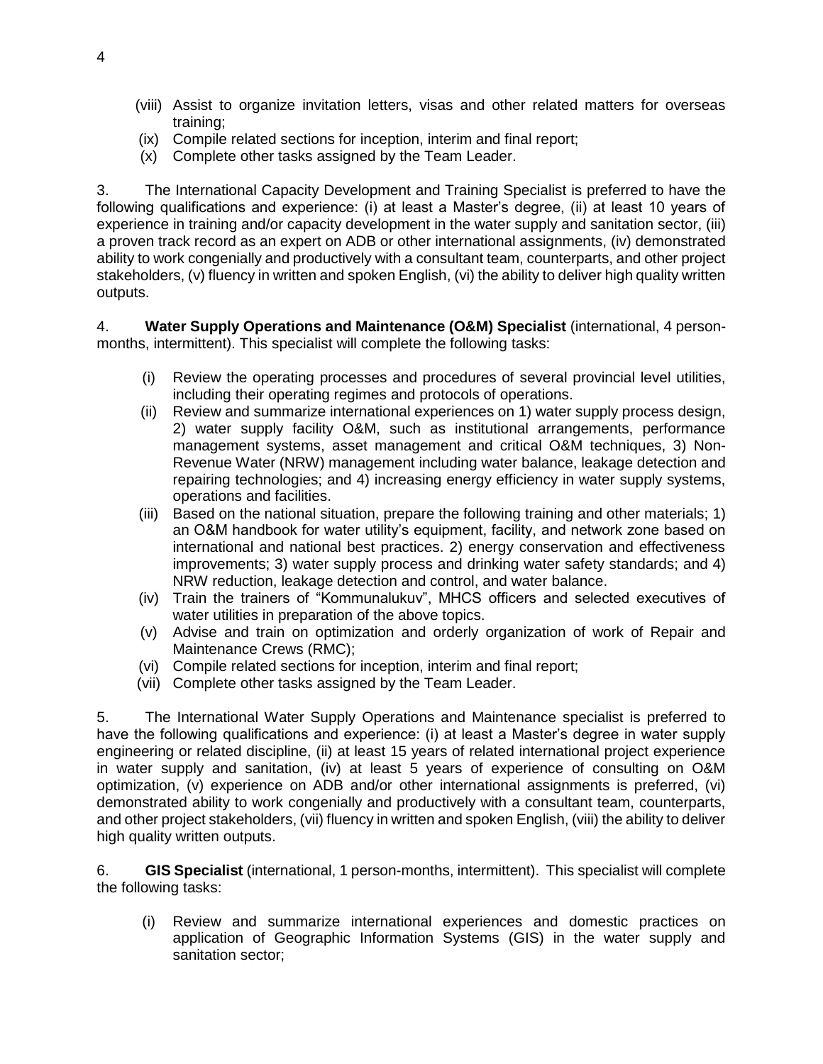(viii) Assist to organize invitation letters, visas and other related matters for overseas training;
(ix) Compile related sections for inception, interim and final report;
(x) Complete other tasks assigned by the Team Leader.

3. The International Capacity Development and Training Specialist is preferred to have the following qualifications and experience: (i) at least a Master's degree, (ii) at least 10 years of experience in training and/or capacity development in the water supply and sanitation sector, (iii) a proven track record as an expert on ADB or other international assignments, (iv) demonstrated ability to work congenially and productively with a consultant team, counterparts, and other project stakeholders, (v) fluency in written and spoken English, (vi) the ability to deliver high quality written outputs.

4. **Water Supply Operations and Maintenance (O&M) Specialist** (international, 4 person-months, intermittent). This specialist will complete the following tasks:

(i) Review the operating processes and procedures of several provincial level utilities, including their operating regimes and protocols of operations.
(ii) Review and summarize international experiences on 1) water supply process design, 2) water supply facility O&M, such as institutional arrangements, performance management systems, asset management and critical O&M techniques, 3) Non-Revenue Water (NRW) management including water balance, leakage detection and repairing technologies; and 4) increasing energy efficiency in water supply systems, operations and facilities.
(iii) Based on the national situation, prepare the following training and other materials; 1) an O&M handbook for water utility's equipment, facility, and network zone based on international and national best practices. 2) energy conservation and effectiveness improvements; 3) water supply process and drinking water safety standards; and 4) NRW reduction, leakage detection and control, and water balance.
(iv) Train the trainers of "Kommunalukuv", MHCS officers and selected executives of water utilities in preparation of the above topics.
(v) Advise and train on optimization and orderly organization of work of Repair and Maintenance Crews (RMC);
(vi) Compile related sections for inception, interim and final report;
(vii) Complete other tasks assigned by the Team Leader.

5. The International Water Supply Operations and Maintenance specialist is preferred to have the following qualifications and experience: (i) at least a Master's degree in water supply engineering or related discipline, (ii) at least 15 years of related international project experience in water supply and sanitation, (iv) at least 5 years of experience of consulting on O&M optimization, (v) experience on ADB and/or other international assignments is preferred, (vi) demonstrated ability to work congenially and productively with a consultant team, counterparts, and other project stakeholders, (vii) fluency in written and spoken English, (viii) the ability to deliver high quality written outputs.

6. **GIS Specialist** (international, 1 person-months, intermittent). This specialist will complete the following tasks:

(i) Review and summarize international experiences and domestic practices on application of Geographic Information Systems (GIS) in the water supply and sanitation sector;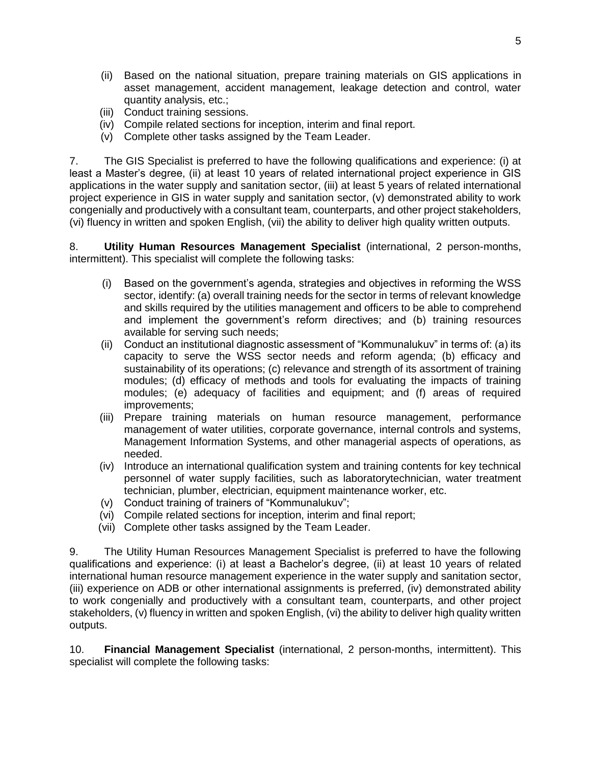(ii) Based on the national situation, prepare training materials on GIS applications in asset management, accident management, leakage detection and control, water quantity analysis, etc.;
(iii) Conduct training sessions.
(iv) Compile related sections for inception, interim and final report.
(v) Complete other tasks assigned by the Team Leader.

7. The GIS Specialist is preferred to have the following qualifications and experience: (i) at least a Master's degree, (ii) at least 10 years of related international project experience in GIS applications in the water supply and sanitation sector, (iii) at least 5 years of related international project experience in GIS in water supply and sanitation sector, (v) demonstrated ability to work congenially and productively with a consultant team, counterparts, and other project stakeholders, (vi) fluency in written and spoken English, (vii) the ability to deliver high quality written outputs.

8. **Utility Human Resources Management Specialist** (international, 2 person-months, intermittent). This specialist will complete the following tasks:

(i) Based on the government's agenda, strategies and objectives in reforming the WSS sector, identify: (a) overall training needs for the sector in terms of relevant knowledge and skills required by the utilities management and officers to be able to comprehend and implement the government's reform directives; and (b) training resources available for serving such needs;
(ii) Conduct an institutional diagnostic assessment of "Kommunalukuv" in terms of: (a) its capacity to serve the WSS sector needs and reform agenda; (b) efficacy and sustainability of its operations; (c) relevance and strength of its assortment of training modules; (d) efficacy of methods and tools for evaluating the impacts of training modules; (e) adequacy of facilities and equipment; and (f) areas of required improvements;
(iii) Prepare training materials on human resource management, performance management of water utilities, corporate governance, internal controls and systems, Management Information Systems, and other managerial aspects of operations, as needed.
(iv) Introduce an international qualification system and training contents for key technical personnel of water supply facilities, such as laboratorytechnician, water treatment technician, plumber, electrician, equipment maintenance worker, etc.
(v) Conduct training of trainers of "Kommunalukuv";
(vi) Compile related sections for inception, interim and final report;
(vii) Complete other tasks assigned by the Team Leader.

9. The Utility Human Resources Management Specialist is preferred to have the following qualifications and experience: (i) at least a Bachelor's degree, (ii) at least 10 years of related international human resource management experience in the water supply and sanitation sector, (iii) experience on ADB or other international assignments is preferred, (iv) demonstrated ability to work congenially and productively with a consultant team, counterparts, and other project stakeholders, (v) fluency in written and spoken English, (vi) the ability to deliver high quality written outputs.

10. **Financial Management Specialist** (international, 2 person-months, intermittent). This specialist will complete the following tasks: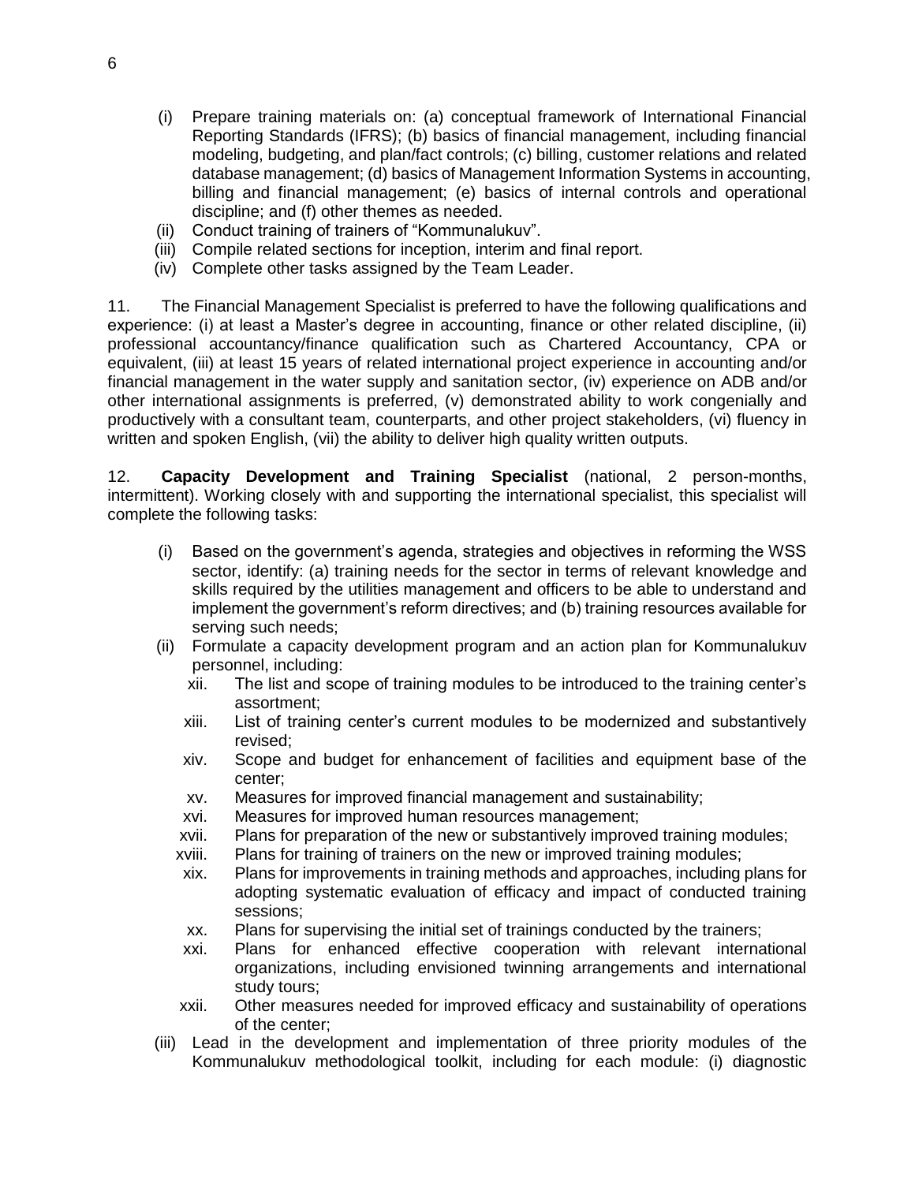(i) Prepare training materials on: (a) conceptual framework of International Financial Reporting Standards (IFRS); (b) basics of financial management, including financial modeling, budgeting, and plan/fact controls; (c) billing, customer relations and related database management; (d) basics of Management Information Systems in accounting, billing and financial management; (e) basics of internal controls and operational discipline; and (f) other themes as needed.

(ii) Conduct training of trainers of "Kommunalukuv".

(iii) Compile related sections for inception, interim and final report.

(iv) Complete other tasks assigned by the Team Leader.

11. The Financial Management Specialist is preferred to have the following qualifications and experience: (i) at least a Master's degree in accounting, finance or other related discipline, (ii) professional accountancy/finance qualification such as Chartered Accountancy, CPA or equivalent, (iii) at least 15 years of related international project experience in accounting and/or financial management in the water supply and sanitation sector, (iv) experience on ADB and/or other international assignments is preferred, (v) demonstrated ability to work congenially and productively with a consultant team, counterparts, and other project stakeholders, (vi) fluency in written and spoken English, (vii) the ability to deliver high quality written outputs.

12. **Capacity Development and Training Specialist** (national, 2 person-months, intermittent). Working closely with and supporting the international specialist, this specialist will complete the following tasks:

(i) Based on the government's agenda, strategies and objectives in reforming the WSS sector, identify: (a) training needs for the sector in terms of relevant knowledge and skills required by the utilities management and officers to be able to understand and implement the government's reform directives; and (b) training resources available for serving such needs;

(ii) Formulate a capacity development program and an action plan for Kommunalukuv personnel, including:

xii. The list and scope of training modules to be introduced to the training center's assortment;

xiii. List of training center's current modules to be modernized and substantively revised;

xiv. Scope and budget for enhancement of facilities and equipment base of the center;

xv. Measures for improved financial management and sustainability;

xvi. Measures for improved human resources management;

xvii. Plans for preparation of the new or substantively improved training modules;

xviii. Plans for training of trainers on the new or improved training modules;

xix. Plans for improvements in training methods and approaches, including plans for adopting systematic evaluation of efficacy and impact of conducted training sessions;

xx. Plans for supervising the initial set of trainings conducted by the trainers;

xxi. Plans for enhanced effective cooperation with relevant international organizations, including envisioned twinning arrangements and international study tours;

xxii. Other measures needed for improved efficacy and sustainability of operations of the center;

(iii) Lead in the development and implementation of three priority modules of the Kommunalukuv methodological toolkit, including for each module: (i) diagnostic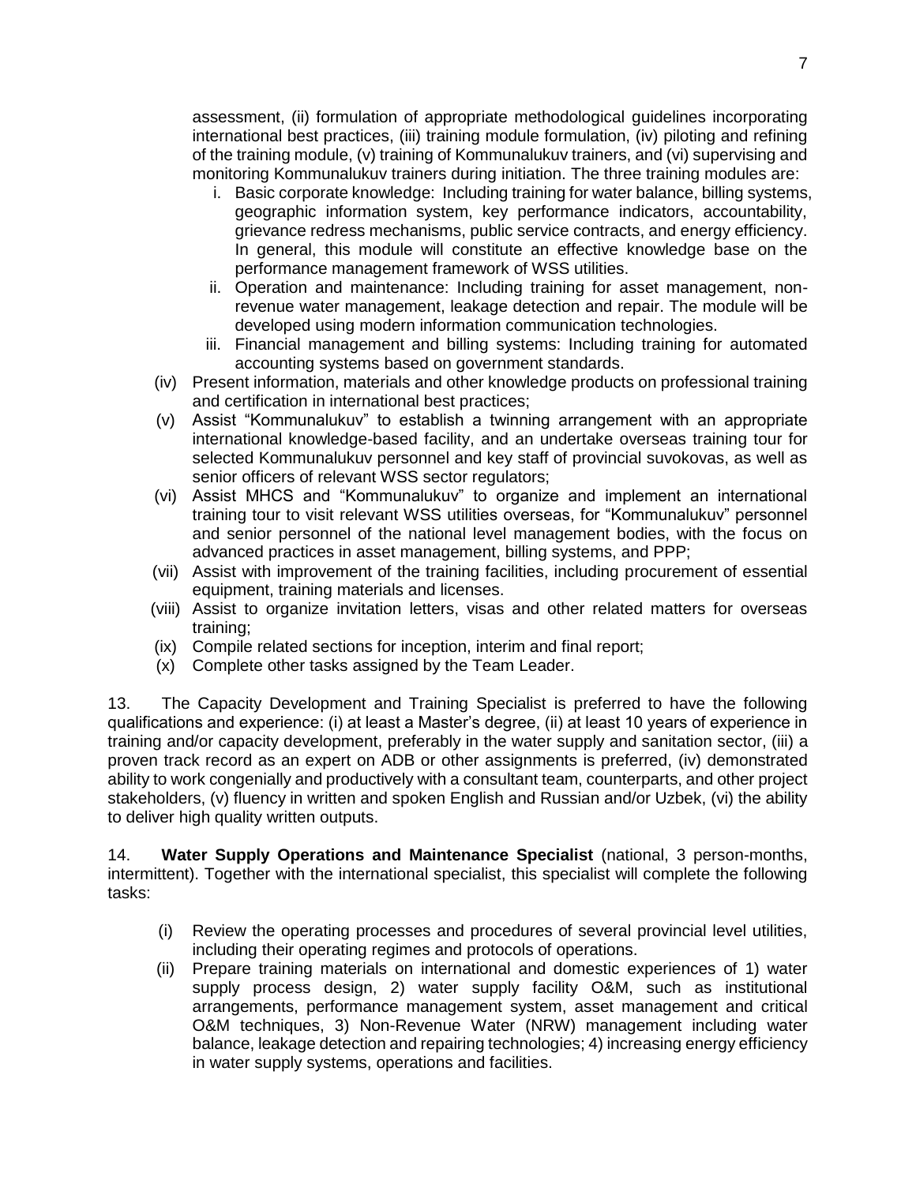assessment, (ii) formulation of appropriate methodological guidelines incorporating international best practices, (iii) training module formulation, (iv) piloting and refining of the training module, (v) training of Kommunalukuv trainers, and (vi) supervising and monitoring Kommunalukuv trainers during initiation. The three training modules are:

   i. Basic corporate knowledge: Including training for water balance, billing systems, geographic information system, key performance indicators, accountability, grievance redress mechanisms, public service contracts, and energy efficiency. In general, this module will constitute an effective knowledge base on the performance management framework of WSS utilities.
   ii. Operation and maintenance: Including training for asset management, non-revenue water management, leakage detection and repair. The module will be developed using modern information communication technologies.
   iii. Financial management and billing systems: Including training for automated accounting systems based on government standards.

(iv) Present information, materials and other knowledge products on professional training and certification in international best practices;

(v) Assist "Kommunalukuv" to establish a twinning arrangement with an appropriate international knowledge-based facility, and an undertake overseas training tour for selected Kommunalukuv personnel and key staff of provincial suvokovas, as well as senior officers of relevant WSS sector regulators;

(vi) Assist MHCS and "Kommunalukuv" to organize and implement an international training tour to visit relevant WSS utilities overseas, for "Kommunalukuv" personnel and senior personnel of the national level management bodies, with the focus on advanced practices in asset management, billing systems, and PPP;

(vii) Assist with improvement of the training facilities, including procurement of essential equipment, training materials and licenses.

(viii) Assist to organize invitation letters, visas and other related matters for overseas training;

(ix) Compile related sections for inception, interim and final report;

(x) Complete other tasks assigned by the Team Leader.

13. The Capacity Development and Training Specialist is preferred to have the following qualifications and experience: (i) at least a Master's degree, (ii) at least 10 years of experience in training and/or capacity development, preferably in the water supply and sanitation sector, (iii) a proven track record as an expert on ADB or other assignments is preferred, (iv) demonstrated ability to work congenially and productively with a consultant team, counterparts, and other project stakeholders, (v) fluency in written and spoken English and Russian and/or Uzbek, (vi) the ability to deliver high quality written outputs.

14. **Water Supply Operations and Maintenance Specialist** (national, 3 person-months, intermittent). Together with the international specialist, this specialist will complete the following tasks:

(i) Review the operating processes and procedures of several provincial level utilities, including their operating regimes and protocols of operations.

(ii) Prepare training materials on international and domestic experiences of 1) water supply process design, 2) water supply facility O&M, such as institutional arrangements, performance management system, asset management and critical O&M techniques, 3) Non-Revenue Water (NRW) management including water balance, leakage detection and repairing technologies; 4) increasing energy efficiency in water supply systems, operations and facilities.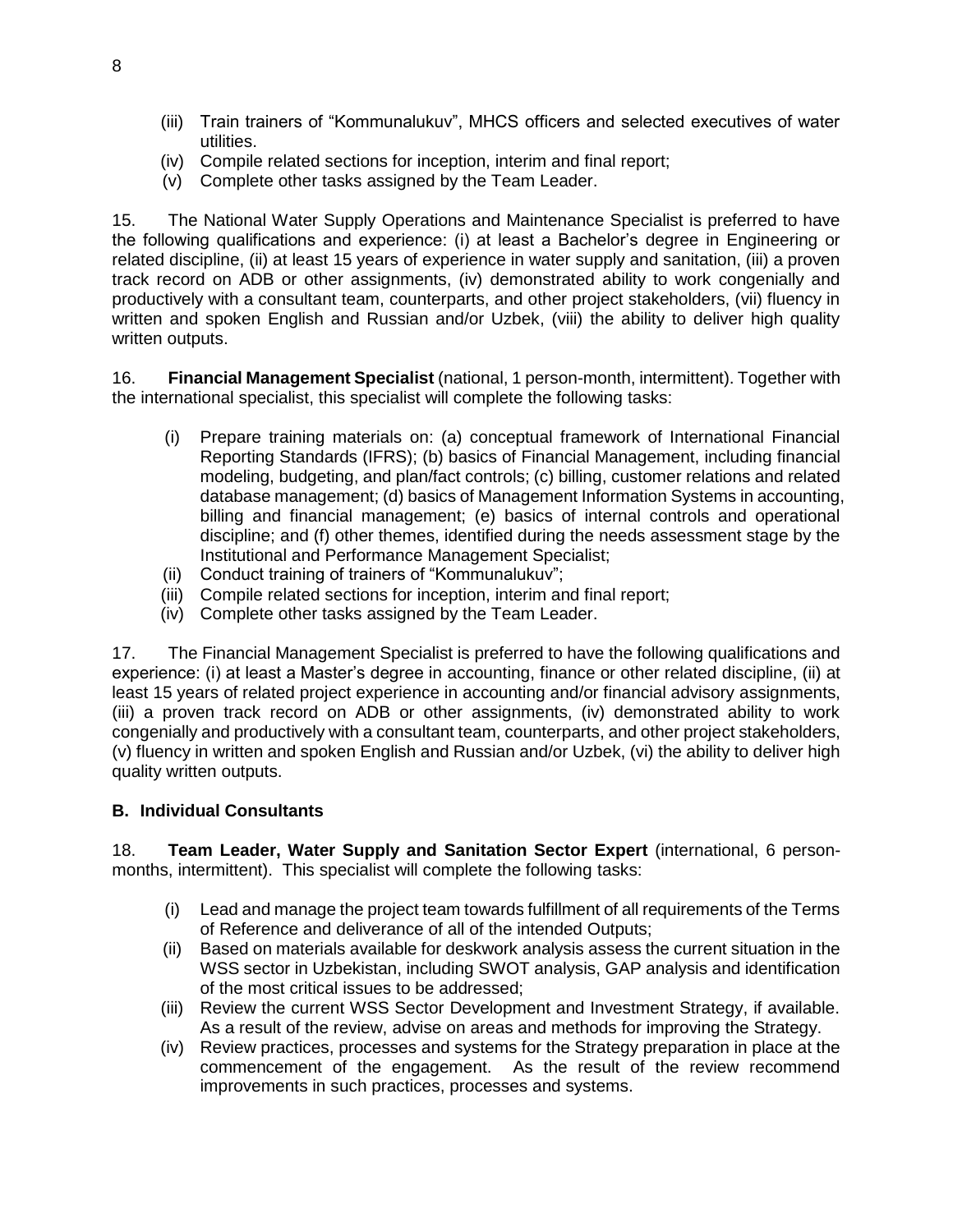(iii) Train trainers of "Kommunalukuv", MHCS officers and selected executives of water utilities.
(iv) Compile related sections for inception, interim and final report;
(v) Complete other tasks assigned by the Team Leader.

15. The National Water Supply Operations and Maintenance Specialist is preferred to have the following qualifications and experience: (i) at least a Bachelor's degree in Engineering or related discipline, (ii) at least 15 years of experience in water supply and sanitation, (iii) a proven track record on ADB or other assignments, (iv) demonstrated ability to work congenially and productively with a consultant team, counterparts, and other project stakeholders, (vii) fluency in written and spoken English and Russian and/or Uzbek, (viii) the ability to deliver high quality written outputs.

16. **Financial Management Specialist** (national, 1 person-month, intermittent). Together with the international specialist, this specialist will complete the following tasks:

(i) Prepare training materials on: (a) conceptual framework of International Financial Reporting Standards (IFRS); (b) basics of Financial Management, including financial modeling, budgeting, and plan/fact controls; (c) billing, customer relations and related database management; (d) basics of Management Information Systems in accounting, billing and financial management; (e) basics of internal controls and operational discipline; and (f) other themes, identified during the needs assessment stage by the Institutional and Performance Management Specialist;
(ii) Conduct training of trainers of "Kommunalukuv";
(iii) Compile related sections for inception, interim and final report;
(iv) Complete other tasks assigned by the Team Leader.

17. The Financial Management Specialist is preferred to have the following qualifications and experience: (i) at least a Master's degree in accounting, finance or other related discipline, (ii) at least 15 years of related project experience in accounting and/or financial advisory assignments, (iii) a proven track record on ADB or other assignments, (iv) demonstrated ability to work congenially and productively with a consultant team, counterparts, and other project stakeholders, (v) fluency in written and spoken English and Russian and/or Uzbek, (vi) the ability to deliver high quality written outputs.

### B. Individual Consultants

18. **Team Leader, Water Supply and Sanitation Sector Expert** (international, 6 person-months, intermittent). This specialist will complete the following tasks:

(i) Lead and manage the project team towards fulfillment of all requirements of the Terms of Reference and deliverance of all of the intended Outputs;
(ii) Based on materials available for deskwork analysis assess the current situation in the WSS sector in Uzbekistan, including SWOT analysis, GAP analysis and identification of the most critical issues to be addressed;
(iii) Review the current WSS Sector Development and Investment Strategy, if available. As a result of the review, advise on areas and methods for improving the Strategy.
(iv) Review practices, processes and systems for the Strategy preparation in place at the commencement of the engagement. As the result of the review recommend improvements in such practices, processes and systems.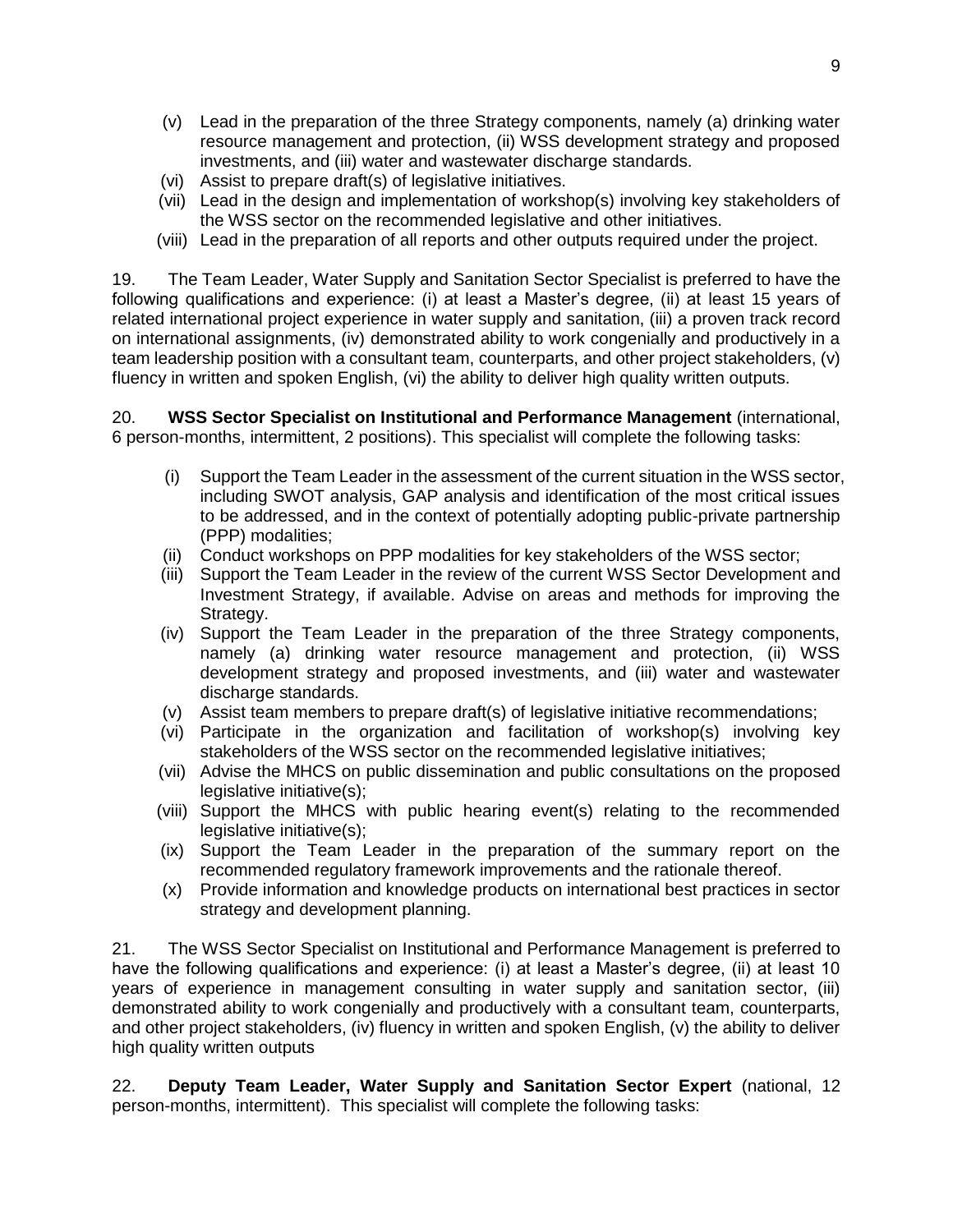(v) Lead in the preparation of the three Strategy components, namely (a) drinking water resource management and protection, (ii) WSS development strategy and proposed investments, and (iii) water and wastewater discharge standards.

(vi) Assist to prepare draft(s) of legislative initiatives.

(vii) Lead in the design and implementation of workshop(s) involving key stakeholders of the WSS sector on the recommended legislative and other initiatives.

(viii) Lead in the preparation of all reports and other outputs required under the project.

19. The Team Leader, Water Supply and Sanitation Sector Specialist is preferred to have the following qualifications and experience: (i) at least a Master's degree, (ii) at least 15 years of related international project experience in water supply and sanitation, (iii) a proven track record on international assignments, (iv) demonstrated ability to work congenially and productively in a team leadership position with a consultant team, counterparts, and other project stakeholders, (v) fluency in written and spoken English, (vi) the ability to deliver high quality written outputs.

20. **WSS Sector Specialist on Institutional and Performance Management** (international, 6 person-months, intermittent, 2 positions). This specialist will complete the following tasks:

(i) Support the Team Leader in the assessment of the current situation in the WSS sector, including SWOT analysis, GAP analysis and identification of the most critical issues to be addressed, and in the context of potentially adopting public-private partnership (PPP) modalities;

(ii) Conduct workshops on PPP modalities for key stakeholders of the WSS sector;

(iii) Support the Team Leader in the review of the current WSS Sector Development and Investment Strategy, if available. Advise on areas and methods for improving the Strategy.

(iv) Support the Team Leader in the preparation of the three Strategy components, namely (a) drinking water resource management and protection, (ii) WSS development strategy and proposed investments, and (iii) water and wastewater discharge standards.

(v) Assist team members to prepare draft(s) of legislative initiative recommendations;

(vi) Participate in the organization and facilitation of workshop(s) involving key stakeholders of the WSS sector on the recommended legislative initiatives;

(vii) Advise the MHCS on public dissemination and public consultations on the proposed legislative initiative(s);

(viii) Support the MHCS with public hearing event(s) relating to the recommended legislative initiative(s);

(ix) Support the Team Leader in the preparation of the summary report on the recommended regulatory framework improvements and the rationale thereof.

(x) Provide information and knowledge products on international best practices in sector strategy and development planning.

21. The WSS Sector Specialist on Institutional and Performance Management is preferred to have the following qualifications and experience: (i) at least a Master's degree, (ii) at least 10 years of experience in management consulting in water supply and sanitation sector, (iii) demonstrated ability to work congenially and productively with a consultant team, counterparts, and other project stakeholders, (iv) fluency in written and spoken English, (v) the ability to deliver high quality written outputs

22. **Deputy Team Leader, Water Supply and Sanitation Sector Expert** (national, 12 person-months, intermittent). This specialist will complete the following tasks: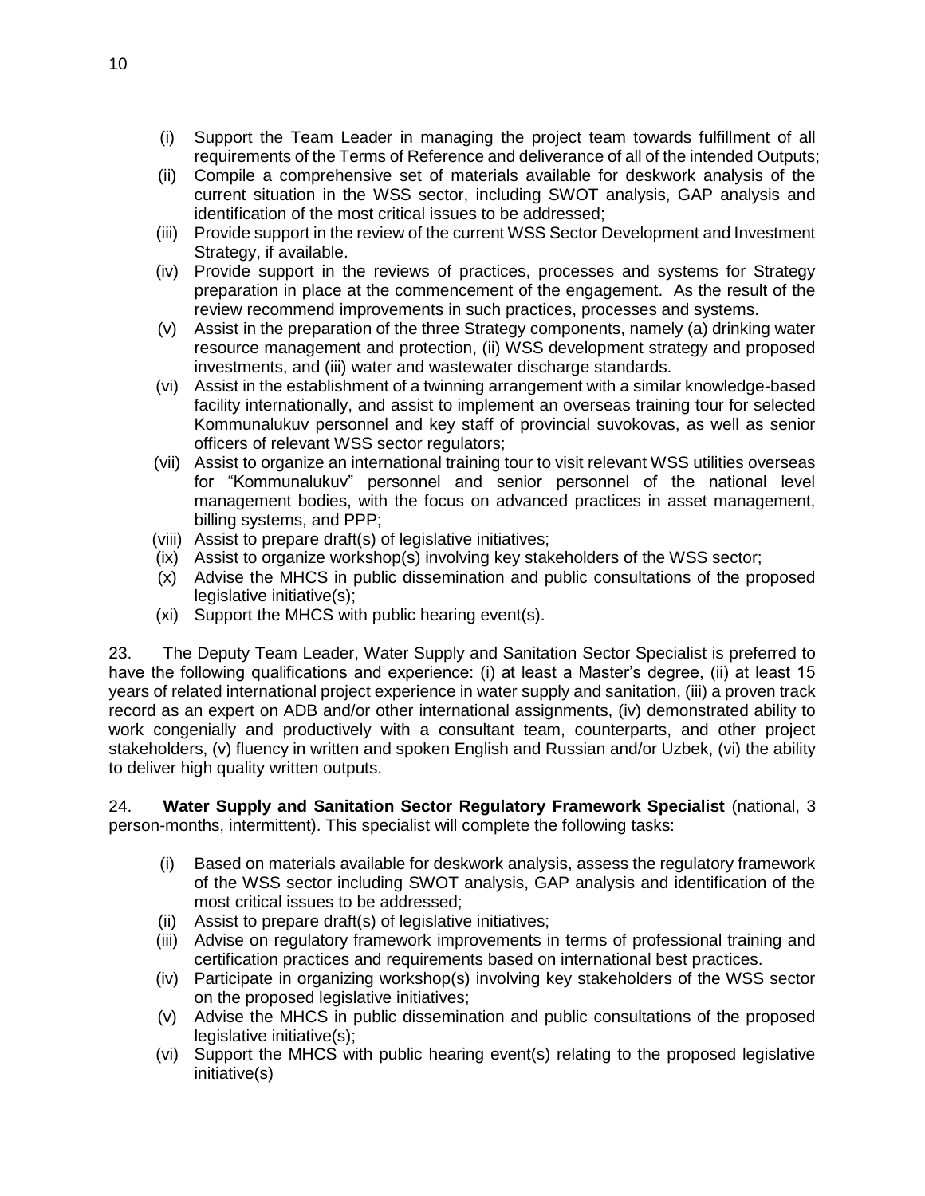(i) Support the Team Leader in managing the project team towards fulfillment of all requirements of the Terms of Reference and deliverance of all of the intended Outputs;
(ii) Compile a comprehensive set of materials available for deskwork analysis of the current situation in the WSS sector, including SWOT analysis, GAP analysis and identification of the most critical issues to be addressed;
(iii) Provide support in the review of the current WSS Sector Development and Investment Strategy, if available.
(iv) Provide support in the reviews of practices, processes and systems for Strategy preparation in place at the commencement of the engagement. As the result of the review recommend improvements in such practices, processes and systems.
(v) Assist in the preparation of the three Strategy components, namely (a) drinking water resource management and protection, (ii) WSS development strategy and proposed investments, and (iii) water and wastewater discharge standards.
(vi) Assist in the establishment of a twinning arrangement with a similar knowledge-based facility internationally, and assist to implement an overseas training tour for selected Kommunalukuv personnel and key staff of provincial suvokovas, as well as senior officers of relevant WSS sector regulators;
(vii) Assist to organize an international training tour to visit relevant WSS utilities overseas for "Kommunalukuv" personnel and senior personnel of the national level management bodies, with the focus on advanced practices in asset management, billing systems, and PPP;
(viii) Assist to prepare draft(s) of legislative initiatives;
(ix) Assist to organize workshop(s) involving key stakeholders of the WSS sector;
(x) Advise the MHCS in public dissemination and public consultations of the proposed legislative initiative(s);
(xi) Support the MHCS with public hearing event(s).

23. The Deputy Team Leader, Water Supply and Sanitation Sector Specialist is preferred to have the following qualifications and experience: (i) at least a Master's degree, (ii) at least 15 years of related international project experience in water supply and sanitation, (iii) a proven track record as an expert on ADB and/or other international assignments, (iv) demonstrated ability to work congenially and productively with a consultant team, counterparts, and other project stakeholders, (v) fluency in written and spoken English and Russian and/or Uzbek, (vi) the ability to deliver high quality written outputs.

24. **Water Supply and Sanitation Sector Regulatory Framework Specialist** (national, 3 person-months, intermittent). This specialist will complete the following tasks:

(i) Based on materials available for deskwork analysis, assess the regulatory framework of the WSS sector including SWOT analysis, GAP analysis and identification of the most critical issues to be addressed;
(ii) Assist to prepare draft(s) of legislative initiatives;
(iii) Advise on regulatory framework improvements in terms of professional training and certification practices and requirements based on international best practices.
(iv) Participate in organizing workshop(s) involving key stakeholders of the WSS sector on the proposed legislative initiatives;
(v) Advise the MHCS in public dissemination and public consultations of the proposed legislative initiative(s);
(vi) Support the MHCS with public hearing event(s) relating to the proposed legislative initiative(s)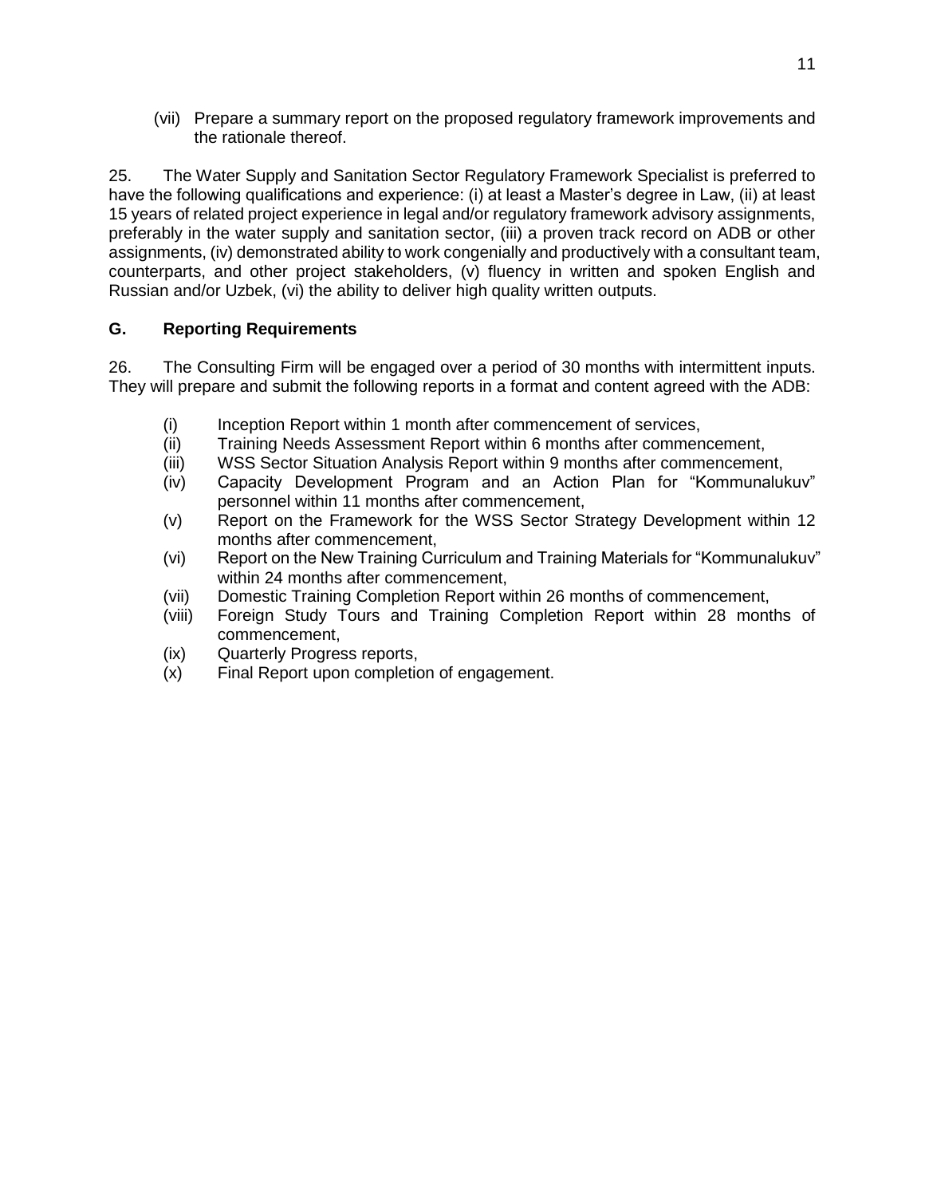(vii) Prepare a summary report on the proposed regulatory framework improvements and the rationale thereof.

25. The Water Supply and Sanitation Sector Regulatory Framework Specialist is preferred to have the following qualifications and experience: (i) at least a Master's degree in Law, (ii) at least 15 years of related project experience in legal and/or regulatory framework advisory assignments, preferably in the water supply and sanitation sector, (iii) a proven track record on ADB or other assignments, (iv) demonstrated ability to work congenially and productively with a consultant team, counterparts, and other project stakeholders, (v) fluency in written and spoken English and Russian and/or Uzbek, (vi) the ability to deliver high quality written outputs.

## G. Reporting Requirements

26. The Consulting Firm will be engaged over a period of 30 months with intermittent inputs. They will prepare and submit the following reports in a format and content agreed with the ADB:

(i) Inception Report within 1 month after commencement of services,

(ii) Training Needs Assessment Report within 6 months after commencement,

(iii) WSS Sector Situation Analysis Report within 9 months after commencement,

(iv) Capacity Development Program and an Action Plan for "Kommunalukuv" personnel within 11 months after commencement,

(v) Report on the Framework for the WSS Sector Strategy Development within 12 months after commencement,

(vi) Report on the New Training Curriculum and Training Materials for "Kommunalukuv" within 24 months after commencement,

(vii) Domestic Training Completion Report within 26 months of commencement,

(viii) Foreign Study Tours and Training Completion Report within 28 months of commencement,

(ix) Quarterly Progress reports,

(x) Final Report upon completion of engagement.